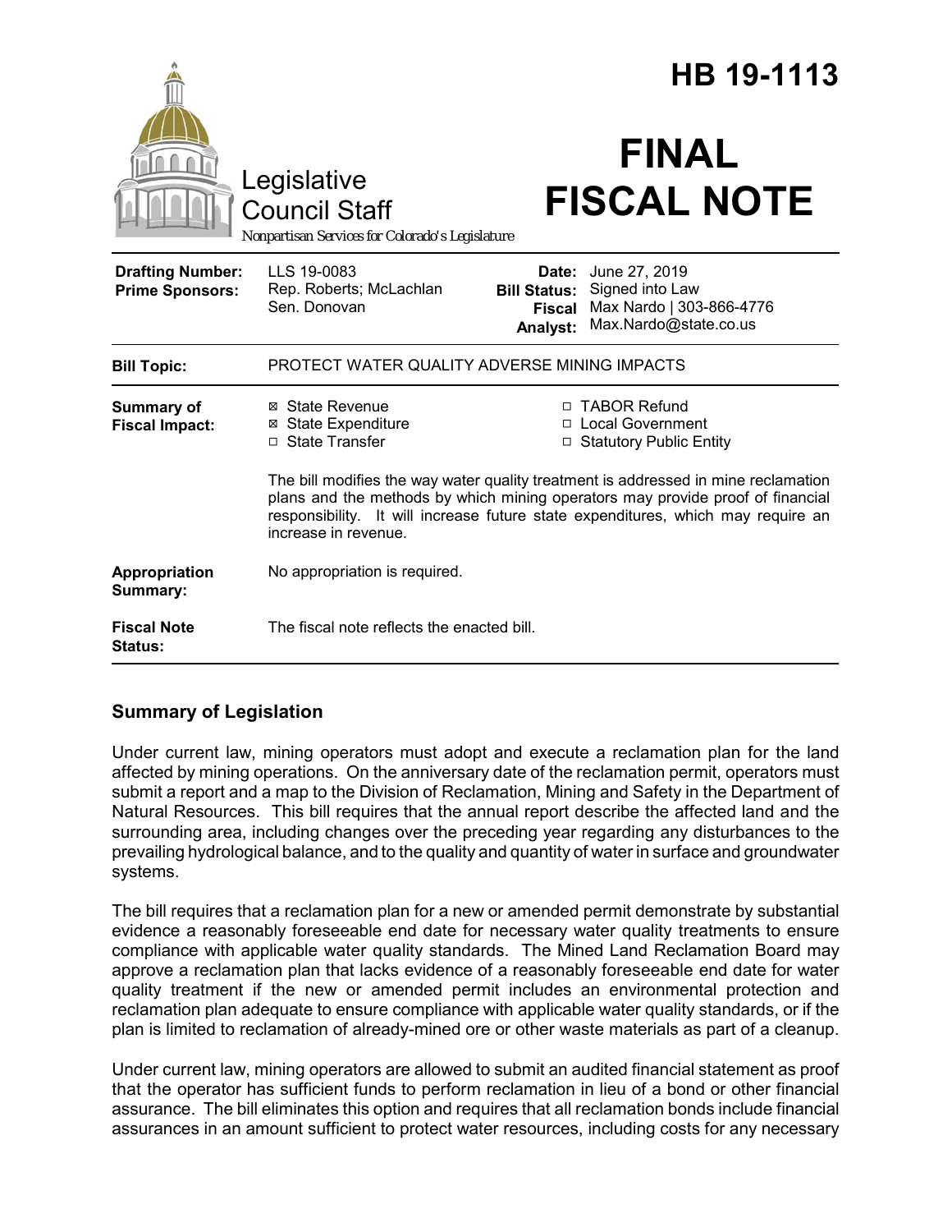# HB 19-1113

Legislative Council Staff

*Nonpartisan Services for Colorado's Legislature*

# FINAL FISCAL NOTE

| | | | |
|---|---|---|---|
| **Drafting Number:** | LLS 19-0083 | **Date:** | June 27, 2019 |
| **Prime Sponsors:** | Rep. Roberts; McLachlan<br>Sen. Donovan | **Bill Status:** | Signed into Law |
| | | **Fiscal Analyst:** | Max Nardo \| 303-866-4776<br>Max.Nardo@state.co.us |

| | |
|---|---|
| **Bill Topic:** | PROTECT WATER QUALITY ADVERSE MINING IMPACTS |
| **Summary of Fiscal Impact:** | ☒ State Revenue<br>☒ State Expenditure<br>☐ State Transfer<br>☐ TABOR Refund<br>☐ Local Government<br>☐ Statutory Public Entity<br><br>The bill modifies the way water quality treatment is addressed in mine reclamation plans and the methods by which mining operators may provide proof of financial responsibility. It will increase future state expenditures, which may require an increase in revenue. |
| **Appropriation Summary:** | No appropriation is required. |
| **Fiscal Note Status:** | The fiscal note reflects the enacted bill. |

## Summary of Legislation

Under current law, mining operators must adopt and execute a reclamation plan for the land affected by mining operations. On the anniversary date of the reclamation permit, operators must submit a report and a map to the Division of Reclamation, Mining and Safety in the Department of Natural Resources. This bill requires that the annual report describe the affected land and the surrounding area, including changes over the preceding year regarding any disturbances to the prevailing hydrological balance, and to the quality and quantity of water in surface and groundwater systems.

The bill requires that a reclamation plan for a new or amended permit demonstrate by substantial evidence a reasonably foreseeable end date for necessary water quality treatments to ensure compliance with applicable water quality standards. The Mined Land Reclamation Board may approve a reclamation plan that lacks evidence of a reasonably foreseeable end date for water quality treatment if the new or amended permit includes an environmental protection and reclamation plan adequate to ensure compliance with applicable water quality standards, or if the plan is limited to reclamation of already-mined ore or other waste materials as part of a cleanup.

Under current law, mining operators are allowed to submit an audited financial statement as proof that the operator has sufficient funds to perform reclamation in lieu of a bond or other financial assurance. The bill eliminates this option and requires that all reclamation bonds include financial assurances in an amount sufficient to protect water resources, including costs for any necessary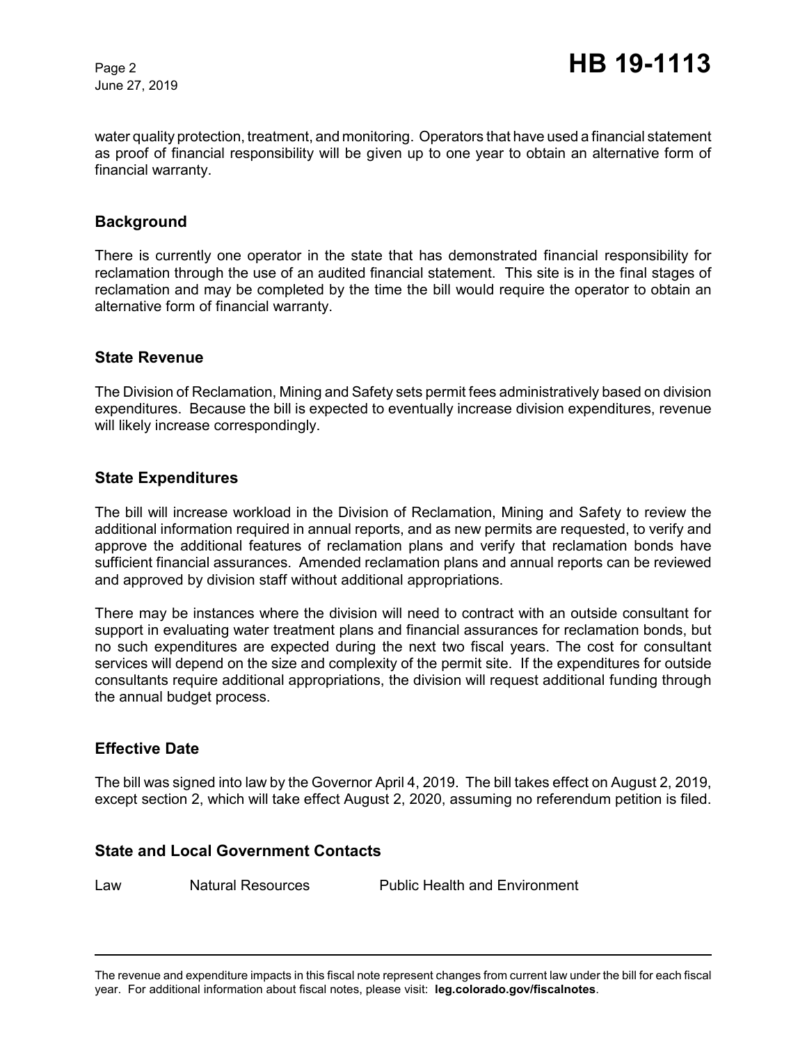water quality protection, treatment, and monitoring. Operators that have used a financial statement as proof of financial responsibility will be given up to one year to obtain an alternative form of financial warranty.

## Background

There is currently one operator in the state that has demonstrated financial responsibility for reclamation through the use of an audited financial statement. This site is in the final stages of reclamation and may be completed by the time the bill would require the operator to obtain an alternative form of financial warranty.

## State Revenue

The Division of Reclamation, Mining and Safety sets permit fees administratively based on division expenditures. Because the bill is expected to eventually increase division expenditures, revenue will likely increase correspondingly.

## State Expenditures

The bill will increase workload in the Division of Reclamation, Mining and Safety to review the additional information required in annual reports, and as new permits are requested, to verify and approve the additional features of reclamation plans and verify that reclamation bonds have sufficient financial assurances. Amended reclamation plans and annual reports can be reviewed and approved by division staff without additional appropriations.

There may be instances where the division will need to contract with an outside consultant for support in evaluating water treatment plans and financial assurances for reclamation bonds, but no such expenditures are expected during the next two fiscal years. The cost for consultant services will depend on the size and complexity of the permit site. If the expenditures for outside consultants require additional appropriations, the division will request additional funding through the annual budget process.

## Effective Date

The bill was signed into law by the Governor April 4, 2019. The bill takes effect on August 2, 2019, except section 2, which will take effect August 2, 2020, assuming no referendum petition is filed.

## State and Local Government Contacts

Law Natural Resources Public Health and Environment

The revenue and expenditure impacts in this fiscal note represent changes from current law under the bill for each fiscal year. For additional information about fiscal notes, please visit: **leg.colorado.gov/fiscalnotes**.